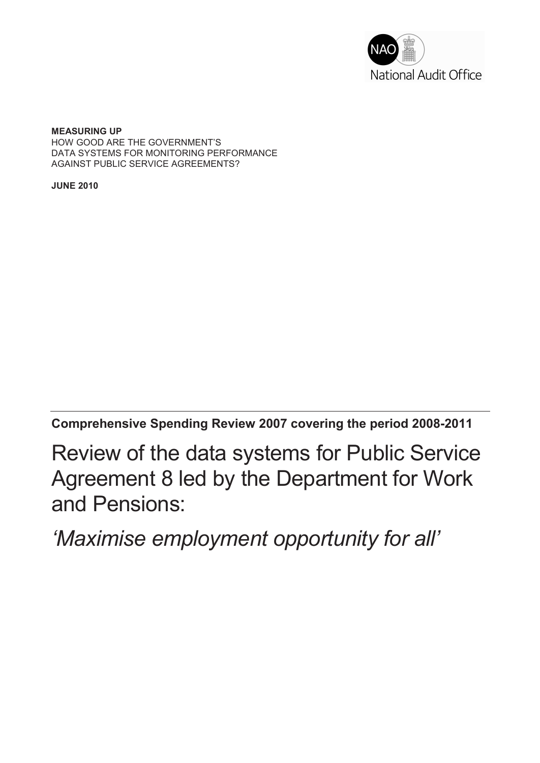National Audit Office

**MEASURING UP**
HOW GOOD ARE THE GOVERNMENT'S
DATA SYSTEMS FOR MONITORING PERFORMANCE
AGAINST PUBLIC SERVICE AGREEMENTS?

**JUNE 2010**

---

**Comprehensive Spending Review 2007 covering the period 2008-2011**

# Review of the data systems for Public Service Agreement 8 led by the Department for Work and Pensions:

# *'Maximise employment opportunity for all'*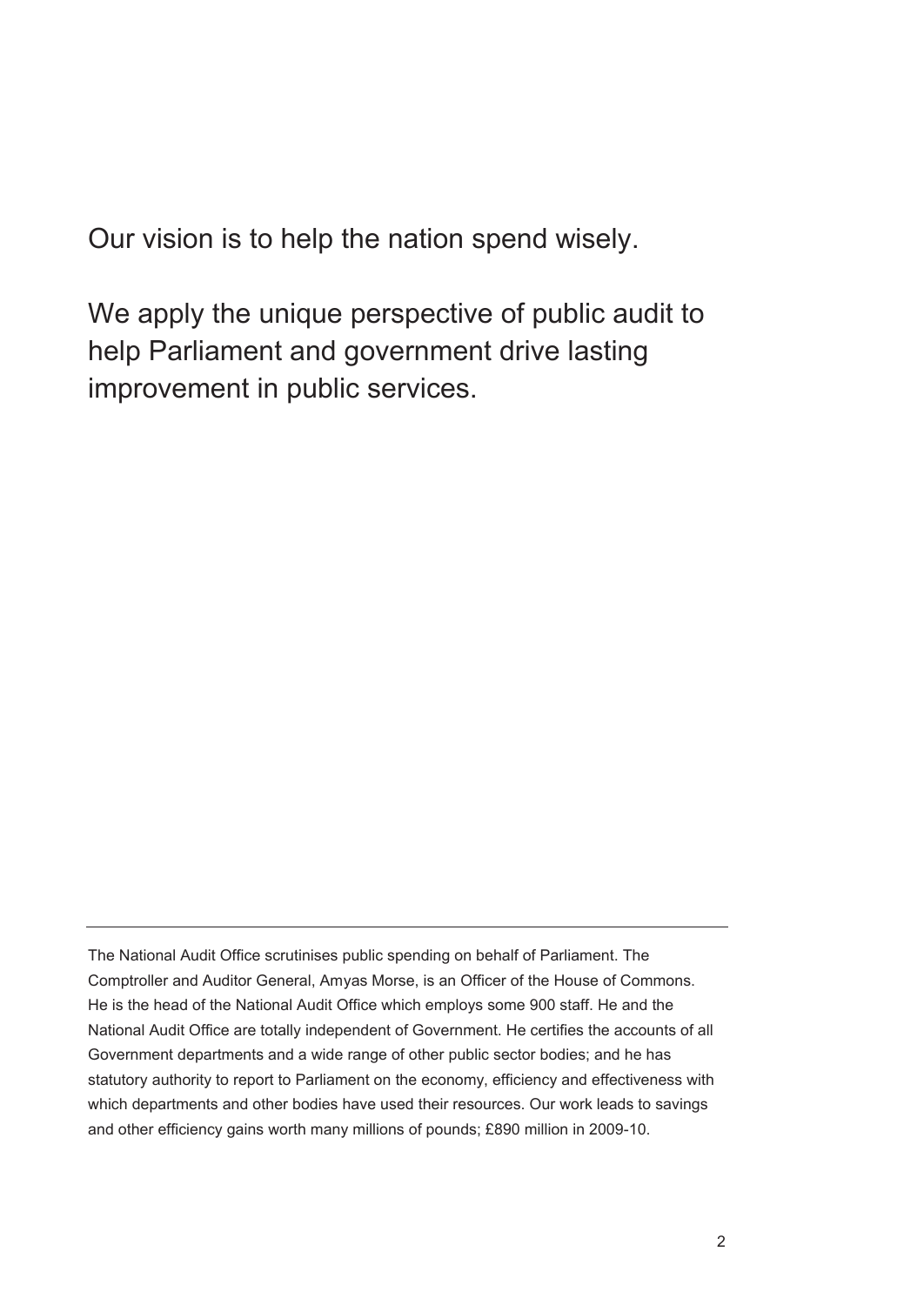Our vision is to help the nation spend wisely.

We apply the unique perspective of public audit to help Parliament and government drive lasting improvement in public services.

---

The National Audit Office scrutinises public spending on behalf of Parliament. The Comptroller and Auditor General, Amyas Morse, is an Officer of the House of Commons. He is the head of the National Audit Office which employs some 900 staff. He and the National Audit Office are totally independent of Government. He certifies the accounts of all Government departments and a wide range of other public sector bodies; and he has statutory authority to report to Parliament on the economy, efficiency and effectiveness with which departments and other bodies have used their resources. Our work leads to savings and other efficiency gains worth many millions of pounds; £890 million in 2009-10.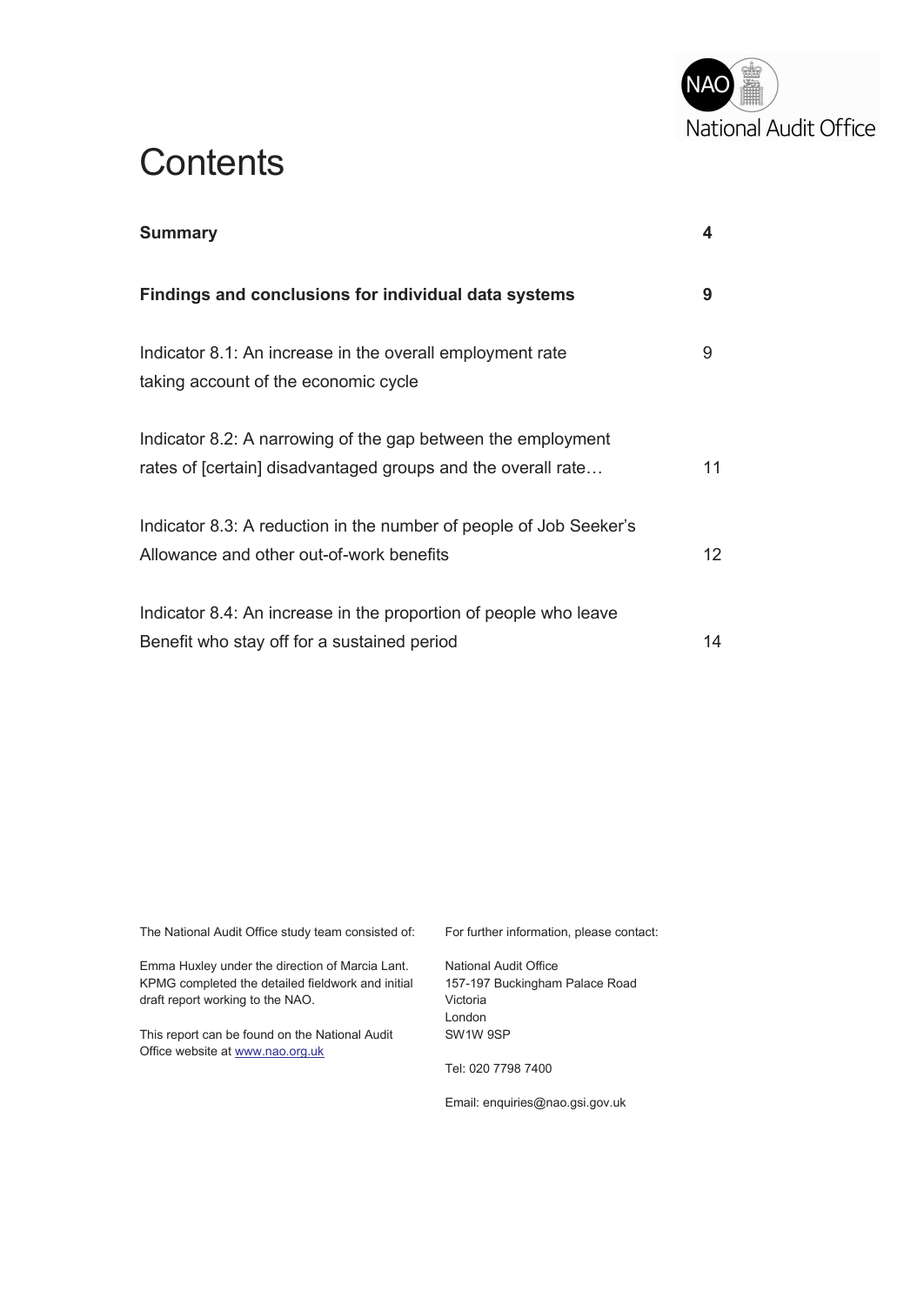# Contents

| | |
|---|---|
| **Summary** | **4** |
| **Findings and conclusions for individual data systems** | **9** |
| Indicator 8.1: An increase in the overall employment rate taking account of the economic cycle | 9 |
| Indicator 8.2: A narrowing of the gap between the employment rates of [certain] disadvantaged groups and the overall rate… | 11 |
| Indicator 8.3: A reduction in the number of people of Job Seeker's Allowance and other out-of-work benefits | 12 |
| Indicator 8.4: An increase in the proportion of people who leave Benefit who stay off for a sustained period | 14 |

The National Audit Office study team consisted of:

Emma Huxley under the direction of Marcia Lant. KPMG completed the detailed fieldwork and initial draft report working to the NAO.

This report can be found on the National Audit Office website at www.nao.org.uk

For further information, please contact:

National Audit Office
157-197 Buckingham Palace Road
Victoria
London
SW1W 9SP

Tel: 020 7798 7400

Email: enquiries@nao.gsi.gov.uk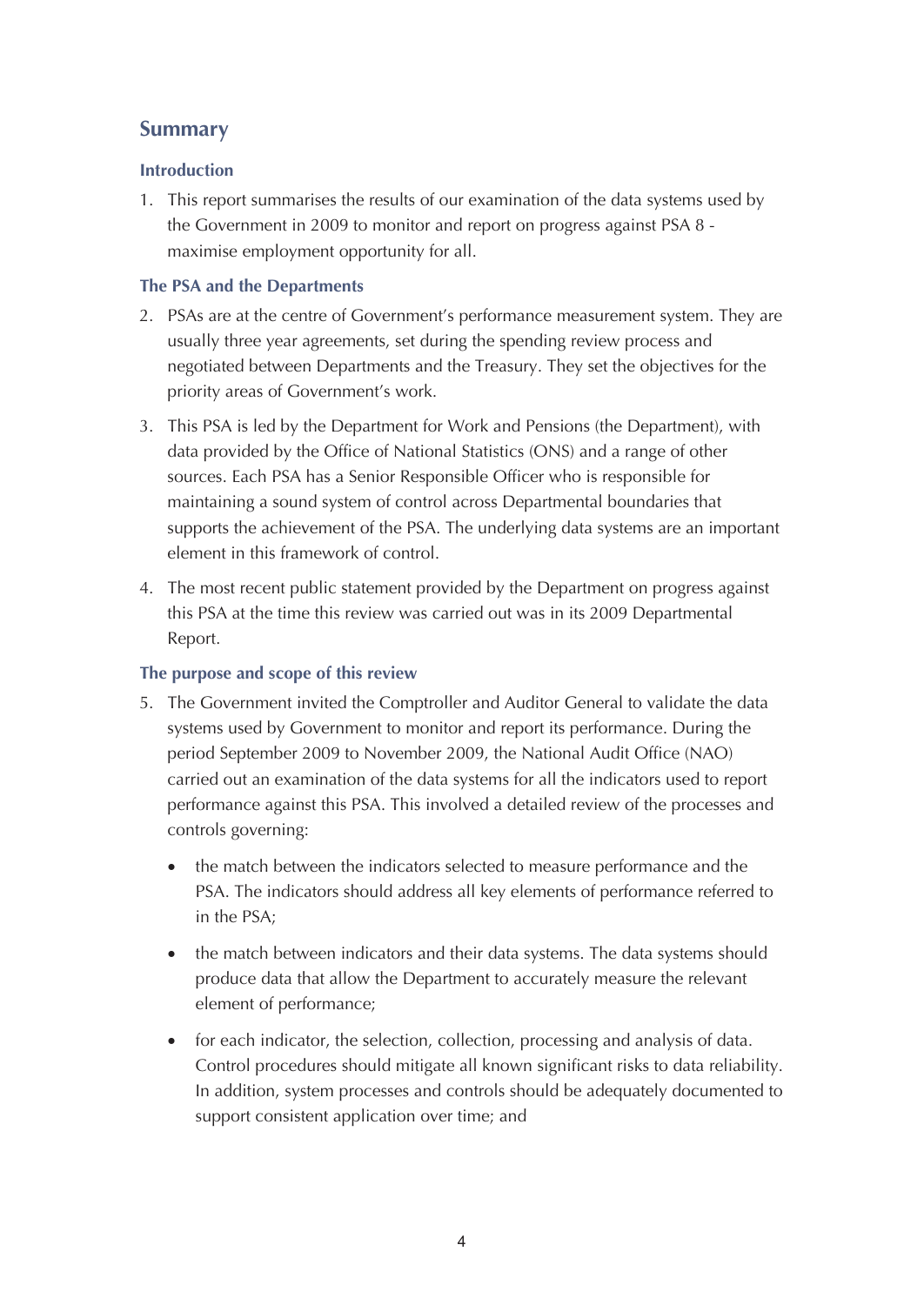## Summary

### Introduction

1. This report summarises the results of our examination of the data systems used by the Government in 2009 to monitor and report on progress against PSA 8 - maximise employment opportunity for all.

### The PSA and the Departments

2. PSAs are at the centre of Government's performance measurement system. They are usually three year agreements, set during the spending review process and negotiated between Departments and the Treasury. They set the objectives for the priority areas of Government's work.

3. This PSA is led by the Department for Work and Pensions (the Department), with data provided by the Office of National Statistics (ONS) and a range of other sources. Each PSA has a Senior Responsible Officer who is responsible for maintaining a sound system of control across Departmental boundaries that supports the achievement of the PSA. The underlying data systems are an important element in this framework of control.

4. The most recent public statement provided by the Department on progress against this PSA at the time this review was carried out was in its 2009 Departmental Report.

### The purpose and scope of this review

5. The Government invited the Comptroller and Auditor General to validate the data systems used by Government to monitor and report its performance. During the period September 2009 to November 2009, the National Audit Office (NAO) carried out an examination of the data systems for all the indicators used to report performance against this PSA. This involved a detailed review of the processes and controls governing:

   - the match between the indicators selected to measure performance and the PSA. The indicators should address all key elements of performance referred to in the PSA;
   - the match between indicators and their data systems. The data systems should produce data that allow the Department to accurately measure the relevant element of performance;
   - for each indicator, the selection, collection, processing and analysis of data. Control procedures should mitigate all known significant risks to data reliability. In addition, system processes and controls should be adequately documented to support consistent application over time; and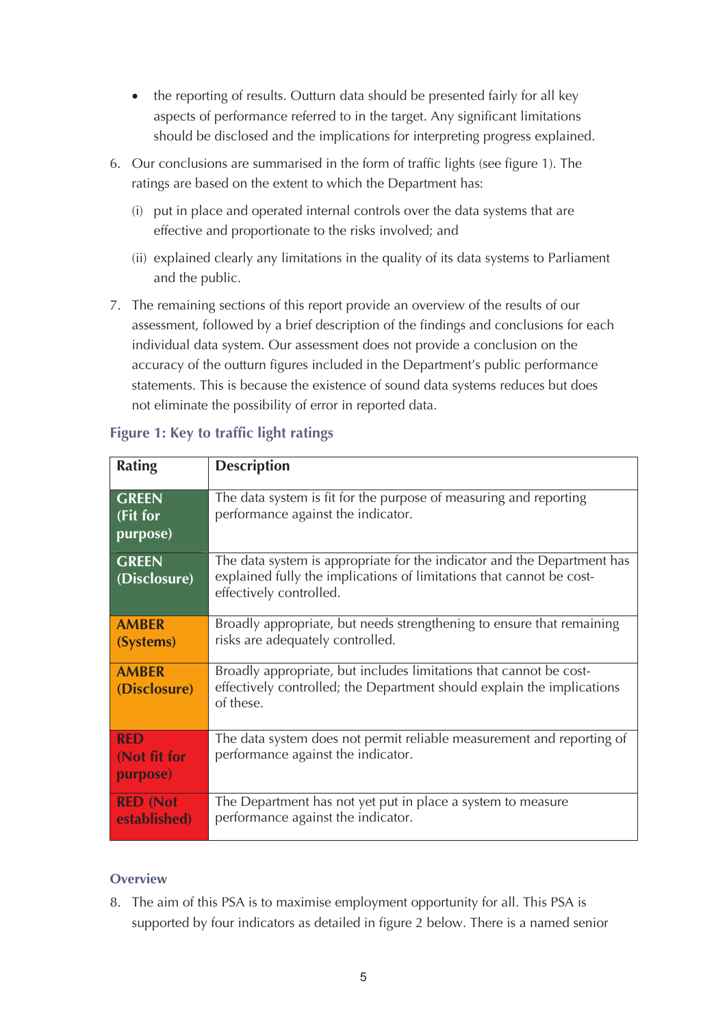- the reporting of results. Outturn data should be presented fairly for all key aspects of performance referred to in the target. Any significant limitations should be disclosed and the implications for interpreting progress explained.

6. Our conclusions are summarised in the form of traffic lights (see figure 1). The ratings are based on the extent to which the Department has:

   (i) put in place and operated internal controls over the data systems that are effective and proportionate to the risks involved; and

   (ii) explained clearly any limitations in the quality of its data systems to Parliament and the public.

7. The remaining sections of this report provide an overview of the results of our assessment, followed by a brief description of the findings and conclusions for each individual data system. Our assessment does not provide a conclusion on the accuracy of the outturn figures included in the Department's public performance statements. This is because the existence of sound data systems reduces but does not eliminate the possibility of error in reported data.

### Figure 1: Key to traffic light ratings

| Rating | Description |
|---|---|
| **GREEN (Fit for purpose)** | The data system is fit for the purpose of measuring and reporting performance against the indicator. |
| **GREEN (Disclosure)** | The data system is appropriate for the indicator and the Department has explained fully the implications of limitations that cannot be cost-effectively controlled. |
| **AMBER (Systems)** | Broadly appropriate, but needs strengthening to ensure that remaining risks are adequately controlled. |
| **AMBER (Disclosure)** | Broadly appropriate, but includes limitations that cannot be cost-effectively controlled; the Department should explain the implications of these. |
| **RED (Not fit for purpose)** | The data system does not permit reliable measurement and reporting of performance against the indicator. |
| **RED (Not established)** | The Department has not yet put in place a system to measure performance against the indicator. |

### Overview

8. The aim of this PSA is to maximise employment opportunity for all. This PSA is supported by four indicators as detailed in figure 2 below. There is a named senior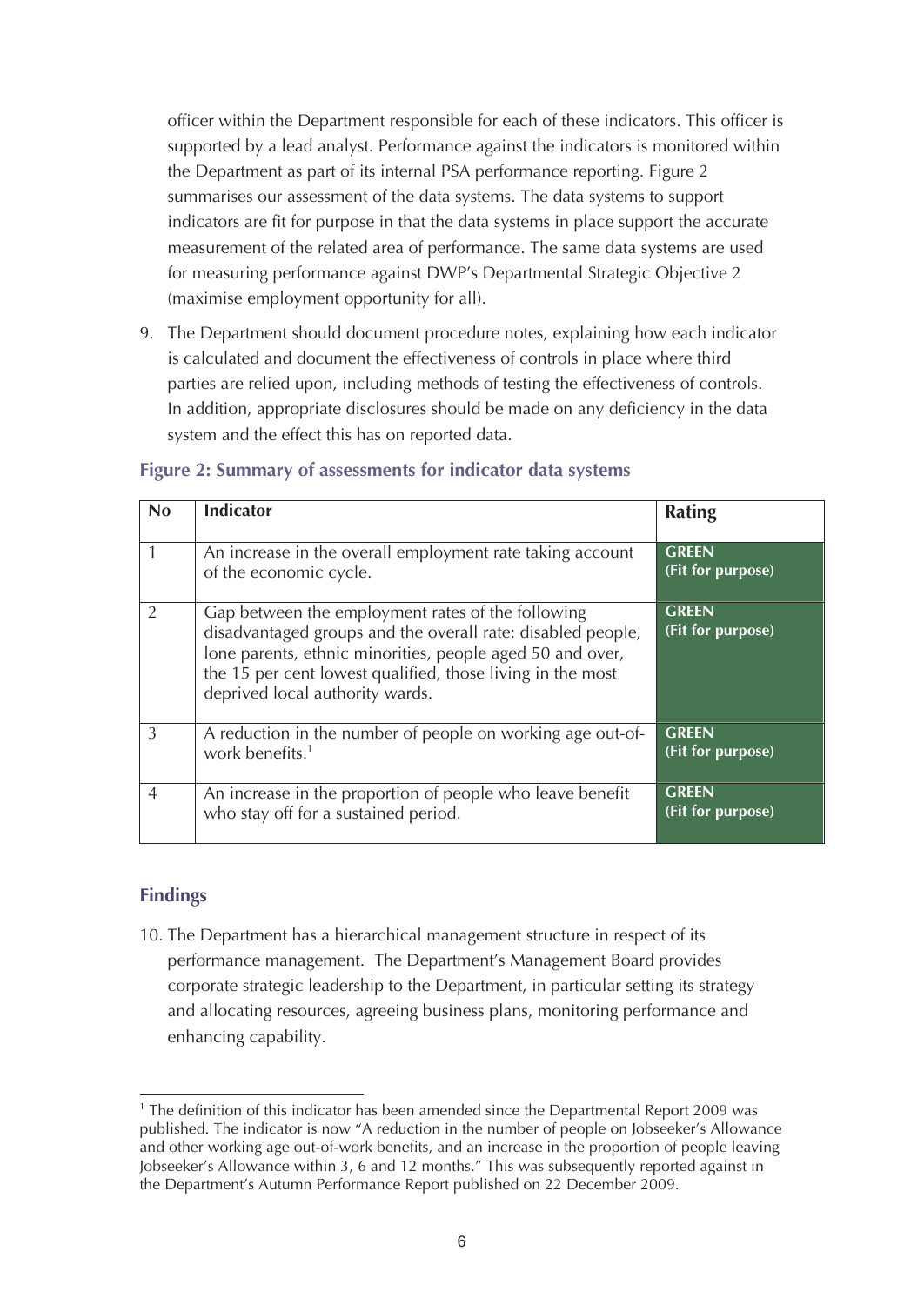officer within the Department responsible for each of these indicators. This officer is supported by a lead analyst. Performance against the indicators is monitored within the Department as part of its internal PSA performance reporting. Figure 2 summarises our assessment of the data systems. The data systems to support indicators are fit for purpose in that the data systems in place support the accurate measurement of the related area of performance. The same data systems are used for measuring performance against DWP's Departmental Strategic Objective 2 (maximise employment opportunity for all).

9. The Department should document procedure notes, explaining how each indicator is calculated and document the effectiveness of controls in place where third parties are relied upon, including methods of testing the effectiveness of controls. In addition, appropriate disclosures should be made on any deficiency in the data system and the effect this has on reported data.

**Figure 2: Summary of assessments for indicator data systems**

| No | Indicator | Rating |
|---|---|---|
| 1 | An increase in the overall employment rate taking account of the economic cycle. | **GREEN (Fit for purpose)** |
| 2 | Gap between the employment rates of the following disadvantaged groups and the overall rate: disabled people, lone parents, ethnic minorities, people aged 50 and over, the 15 per cent lowest qualified, those living in the most deprived local authority wards. | **GREEN (Fit for purpose)** |
| 3 | A reduction in the number of people on working age out-of-work benefits.[1] | **GREEN (Fit for purpose)** |
| 4 | An increase in the proportion of people who leave benefit who stay off for a sustained period. | **GREEN (Fit for purpose)** |

## Findings

10. The Department has a hierarchical management structure in respect of its performance management. The Department's Management Board provides corporate strategic leadership to the Department, in particular setting its strategy and allocating resources, agreeing business plans, monitoring performance and enhancing capability.

[1] The definition of this indicator has been amended since the Departmental Report 2009 was published. The indicator is now "A reduction in the number of people on Jobseeker's Allowance and other working age out-of-work benefits, and an increase in the proportion of people leaving Jobseeker's Allowance within 3, 6 and 12 months." This was subsequently reported against in the Department's Autumn Performance Report published on 22 December 2009.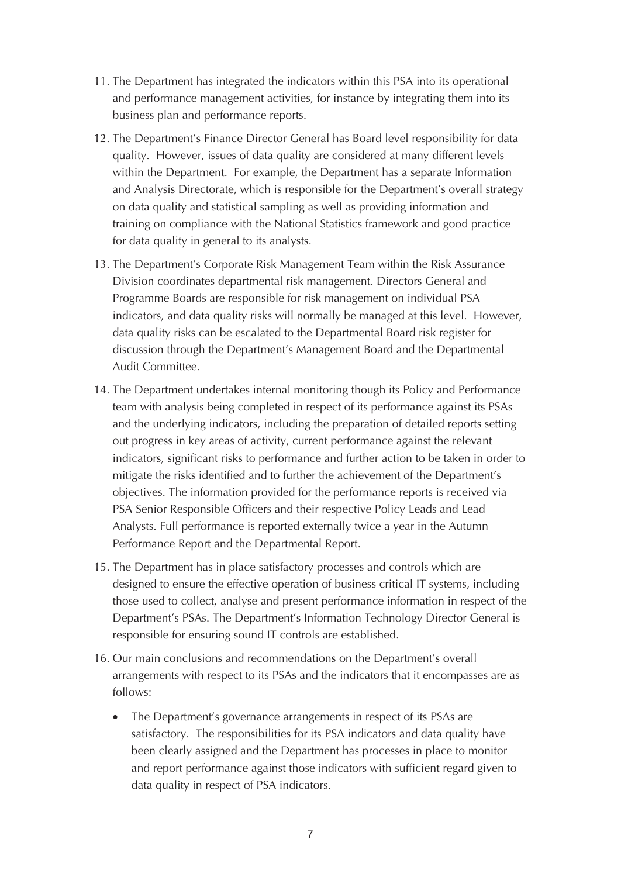11. The Department has integrated the indicators within this PSA into its operational and performance management activities, for instance by integrating them into its business plan and performance reports.

12. The Department's Finance Director General has Board level responsibility for data quality. However, issues of data quality are considered at many different levels within the Department. For example, the Department has a separate Information and Analysis Directorate, which is responsible for the Department's overall strategy on data quality and statistical sampling as well as providing information and training on compliance with the National Statistics framework and good practice for data quality in general to its analysts.

13. The Department's Corporate Risk Management Team within the Risk Assurance Division coordinates departmental risk management. Directors General and Programme Boards are responsible for risk management on individual PSA indicators, and data quality risks will normally be managed at this level. However, data quality risks can be escalated to the Departmental Board risk register for discussion through the Department's Management Board and the Departmental Audit Committee.

14. The Department undertakes internal monitoring though its Policy and Performance team with analysis being completed in respect of its performance against its PSAs and the underlying indicators, including the preparation of detailed reports setting out progress in key areas of activity, current performance against the relevant indicators, significant risks to performance and further action to be taken in order to mitigate the risks identified and to further the achievement of the Department's objectives. The information provided for the performance reports is received via PSA Senior Responsible Officers and their respective Policy Leads and Lead Analysts. Full performance is reported externally twice a year in the Autumn Performance Report and the Departmental Report.

15. The Department has in place satisfactory processes and controls which are designed to ensure the effective operation of business critical IT systems, including those used to collect, analyse and present performance information in respect of the Department's PSAs. The Department's Information Technology Director General is responsible for ensuring sound IT controls are established.

16. Our main conclusions and recommendations on the Department's overall arrangements with respect to its PSAs and the indicators that it encompasses are as follows:

    - The Department's governance arrangements in respect of its PSAs are satisfactory. The responsibilities for its PSA indicators and data quality have been clearly assigned and the Department has processes in place to monitor and report performance against those indicators with sufficient regard given to data quality in respect of PSA indicators.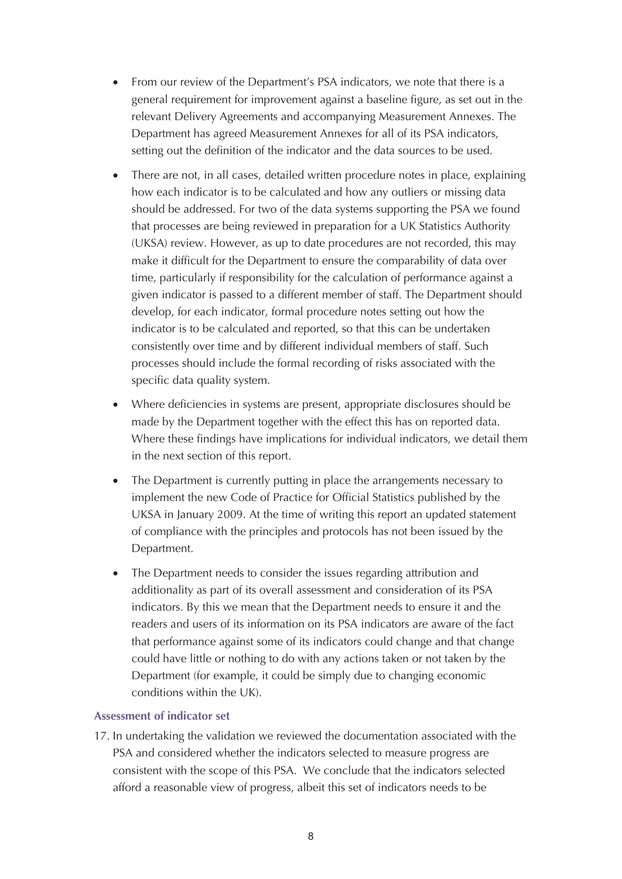- From our review of the Department's PSA indicators, we note that there is a general requirement for improvement against a baseline figure, as set out in the relevant Delivery Agreements and accompanying Measurement Annexes. The Department has agreed Measurement Annexes for all of its PSA indicators, setting out the definition of the indicator and the data sources to be used.

- There are not, in all cases, detailed written procedure notes in place, explaining how each indicator is to be calculated and how any outliers or missing data should be addressed. For two of the data systems supporting the PSA we found that processes are being reviewed in preparation for a UK Statistics Authority (UKSA) review. However, as up to date procedures are not recorded, this may make it difficult for the Department to ensure the comparability of data over time, particularly if responsibility for the calculation of performance against a given indicator is passed to a different member of staff. The Department should develop, for each indicator, formal procedure notes setting out how the indicator is to be calculated and reported, so that this can be undertaken consistently over time and by different individual members of staff. Such processes should include the formal recording of risks associated with the specific data quality system.

- Where deficiencies in systems are present, appropriate disclosures should be made by the Department together with the effect this has on reported data. Where these findings have implications for individual indicators, we detail them in the next section of this report.

- The Department is currently putting in place the arrangements necessary to implement the new Code of Practice for Official Statistics published by the UKSA in January 2009. At the time of writing this report an updated statement of compliance with the principles and protocols has not been issued by the Department.

- The Department needs to consider the issues regarding attribution and additionality as part of its overall assessment and consideration of its PSA indicators. By this we mean that the Department needs to ensure it and the readers and users of its information on its PSA indicators are aware of the fact that performance against some of its indicators could change and that change could have little or nothing to do with any actions taken or not taken by the Department (for example, it could be simply due to changing economic conditions within the UK).

#### Assessment of indicator set

17. In undertaking the validation we reviewed the documentation associated with the PSA and considered whether the indicators selected to measure progress are consistent with the scope of this PSA. We conclude that the indicators selected afford a reasonable view of progress, albeit this set of indicators needs to be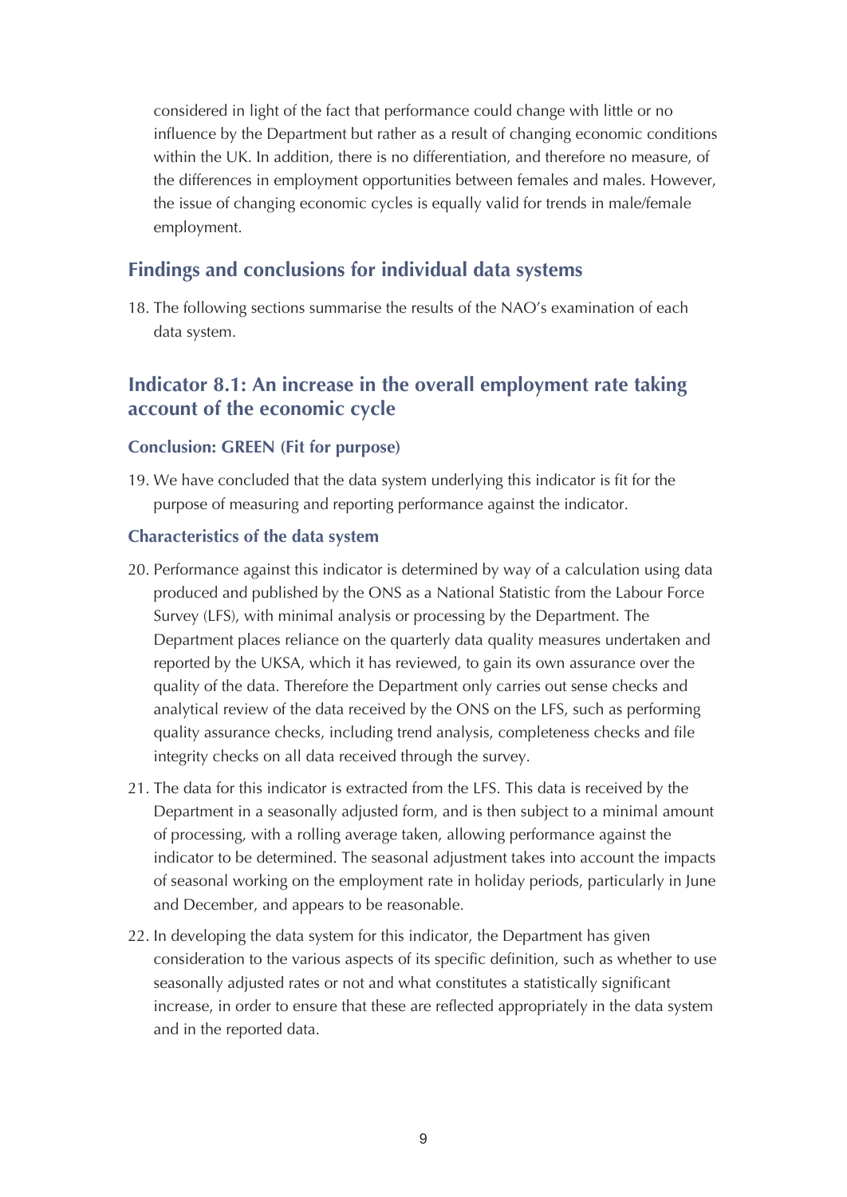considered in light of the fact that performance could change with little or no influence by the Department but rather as a result of changing economic conditions within the UK. In addition, there is no differentiation, and therefore no measure, of the differences in employment opportunities between females and males. However, the issue of changing economic cycles is equally valid for trends in male/female employment.

## Findings and conclusions for individual data systems

18. The following sections summarise the results of the NAO's examination of each data system.

## Indicator 8.1: An increase in the overall employment rate taking account of the economic cycle

### Conclusion: GREEN (Fit for purpose)

19. We have concluded that the data system underlying this indicator is fit for the purpose of measuring and reporting performance against the indicator.

### Characteristics of the data system

20. Performance against this indicator is determined by way of a calculation using data produced and published by the ONS as a National Statistic from the Labour Force Survey (LFS), with minimal analysis or processing by the Department. The Department places reliance on the quarterly data quality measures undertaken and reported by the UKSA, which it has reviewed, to gain its own assurance over the quality of the data. Therefore the Department only carries out sense checks and analytical review of the data received by the ONS on the LFS, such as performing quality assurance checks, including trend analysis, completeness checks and file integrity checks on all data received through the survey.

21. The data for this indicator is extracted from the LFS. This data is received by the Department in a seasonally adjusted form, and is then subject to a minimal amount of processing, with a rolling average taken, allowing performance against the indicator to be determined. The seasonal adjustment takes into account the impacts of seasonal working on the employment rate in holiday periods, particularly in June and December, and appears to be reasonable.

22. In developing the data system for this indicator, the Department has given consideration to the various aspects of its specific definition, such as whether to use seasonally adjusted rates or not and what constitutes a statistically significant increase, in order to ensure that these are reflected appropriately in the data system and in the reported data.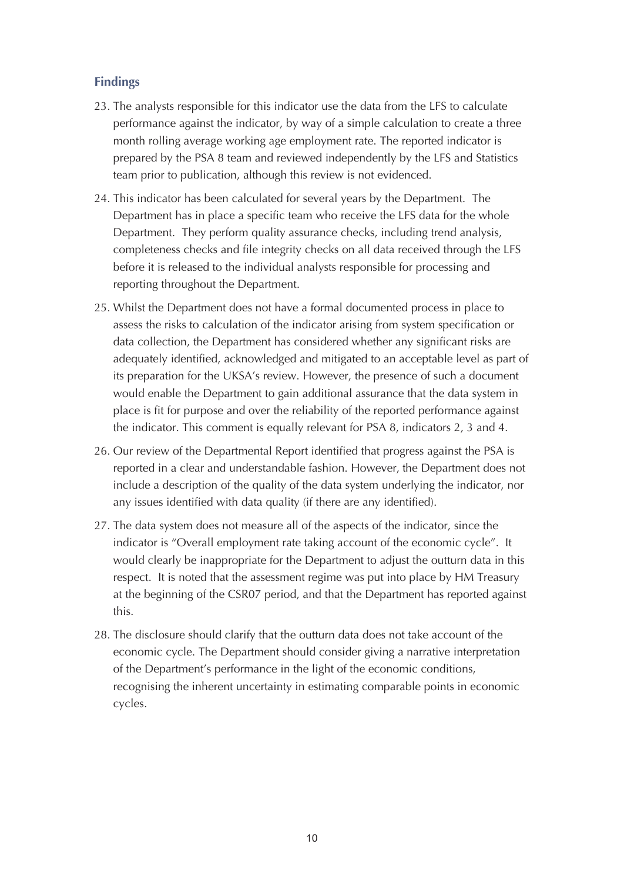## Findings

23. The analysts responsible for this indicator use the data from the LFS to calculate performance against the indicator, by way of a simple calculation to create a three month rolling average working age employment rate. The reported indicator is prepared by the PSA 8 team and reviewed independently by the LFS and Statistics team prior to publication, although this review is not evidenced.

24. This indicator has been calculated for several years by the Department. The Department has in place a specific team who receive the LFS data for the whole Department. They perform quality assurance checks, including trend analysis, completeness checks and file integrity checks on all data received through the LFS before it is released to the individual analysts responsible for processing and reporting throughout the Department.

25. Whilst the Department does not have a formal documented process in place to assess the risks to calculation of the indicator arising from system specification or data collection, the Department has considered whether any significant risks are adequately identified, acknowledged and mitigated to an acceptable level as part of its preparation for the UKSA's review. However, the presence of such a document would enable the Department to gain additional assurance that the data system in place is fit for purpose and over the reliability of the reported performance against the indicator. This comment is equally relevant for PSA 8, indicators 2, 3 and 4.

26. Our review of the Departmental Report identified that progress against the PSA is reported in a clear and understandable fashion. However, the Department does not include a description of the quality of the data system underlying the indicator, nor any issues identified with data quality (if there are any identified).

27. The data system does not measure all of the aspects of the indicator, since the indicator is "Overall employment rate taking account of the economic cycle". It would clearly be inappropriate for the Department to adjust the outturn data in this respect. It is noted that the assessment regime was put into place by HM Treasury at the beginning of the CSR07 period, and that the Department has reported against this.

28. The disclosure should clarify that the outturn data does not take account of the economic cycle. The Department should consider giving a narrative interpretation of the Department's performance in the light of the economic conditions, recognising the inherent uncertainty in estimating comparable points in economic cycles.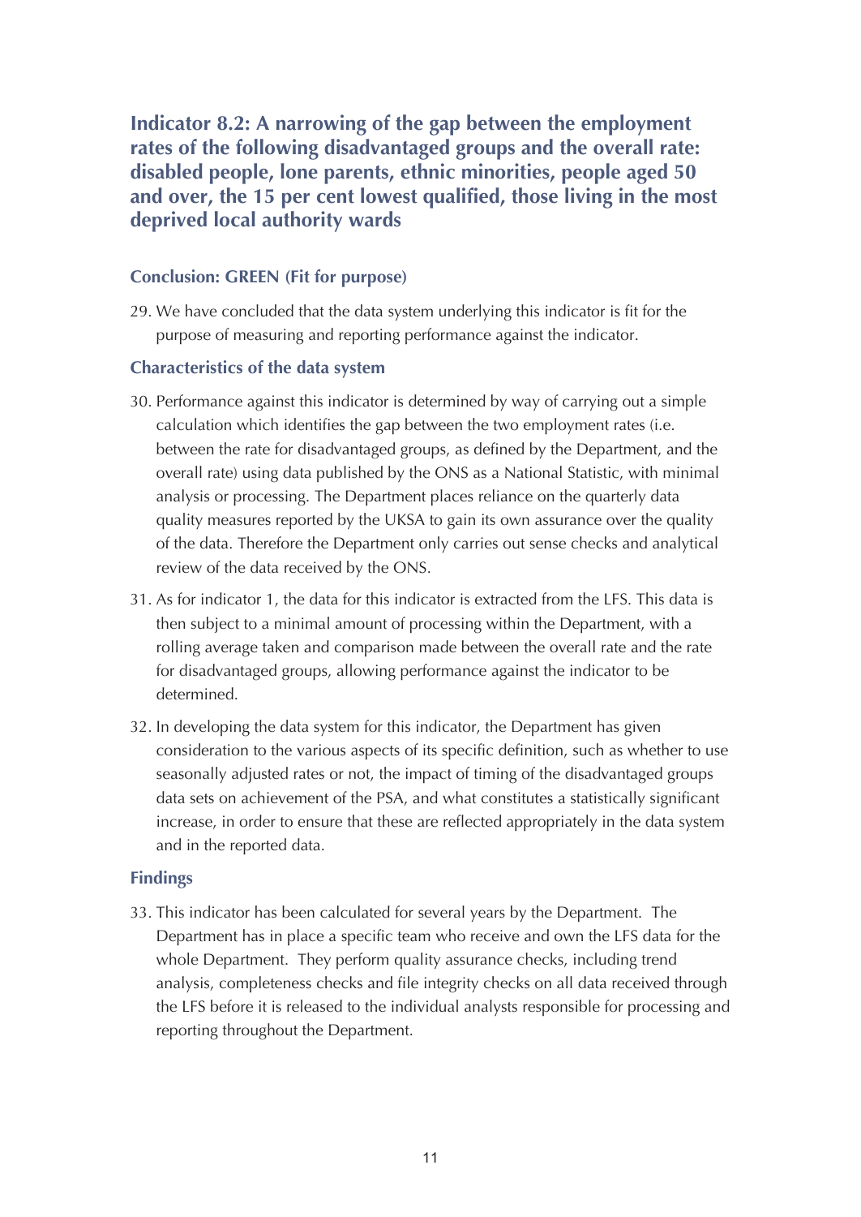## Indicator 8.2: A narrowing of the gap between the employment rates of the following disadvantaged groups and the overall rate: disabled people, lone parents, ethnic minorities, people aged 50 and over, the 15 per cent lowest qualified, those living in the most deprived local authority wards

### Conclusion: GREEN (Fit for purpose)

29. We have concluded that the data system underlying this indicator is fit for the purpose of measuring and reporting performance against the indicator.

### Characteristics of the data system

30. Performance against this indicator is determined by way of carrying out a simple calculation which identifies the gap between the two employment rates (i.e. between the rate for disadvantaged groups, as defined by the Department, and the overall rate) using data published by the ONS as a National Statistic, with minimal analysis or processing. The Department places reliance on the quarterly data quality measures reported by the UKSA to gain its own assurance over the quality of the data. Therefore the Department only carries out sense checks and analytical review of the data received by the ONS.

31. As for indicator 1, the data for this indicator is extracted from the LFS. This data is then subject to a minimal amount of processing within the Department, with a rolling average taken and comparison made between the overall rate and the rate for disadvantaged groups, allowing performance against the indicator to be determined.

32. In developing the data system for this indicator, the Department has given consideration to the various aspects of its specific definition, such as whether to use seasonally adjusted rates or not, the impact of timing of the disadvantaged groups data sets on achievement of the PSA, and what constitutes a statistically significant increase, in order to ensure that these are reflected appropriately in the data system and in the reported data.

### Findings

33. This indicator has been calculated for several years by the Department. The Department has in place a specific team who receive and own the LFS data for the whole Department. They perform quality assurance checks, including trend analysis, completeness checks and file integrity checks on all data received through the LFS before it is released to the individual analysts responsible for processing and reporting throughout the Department.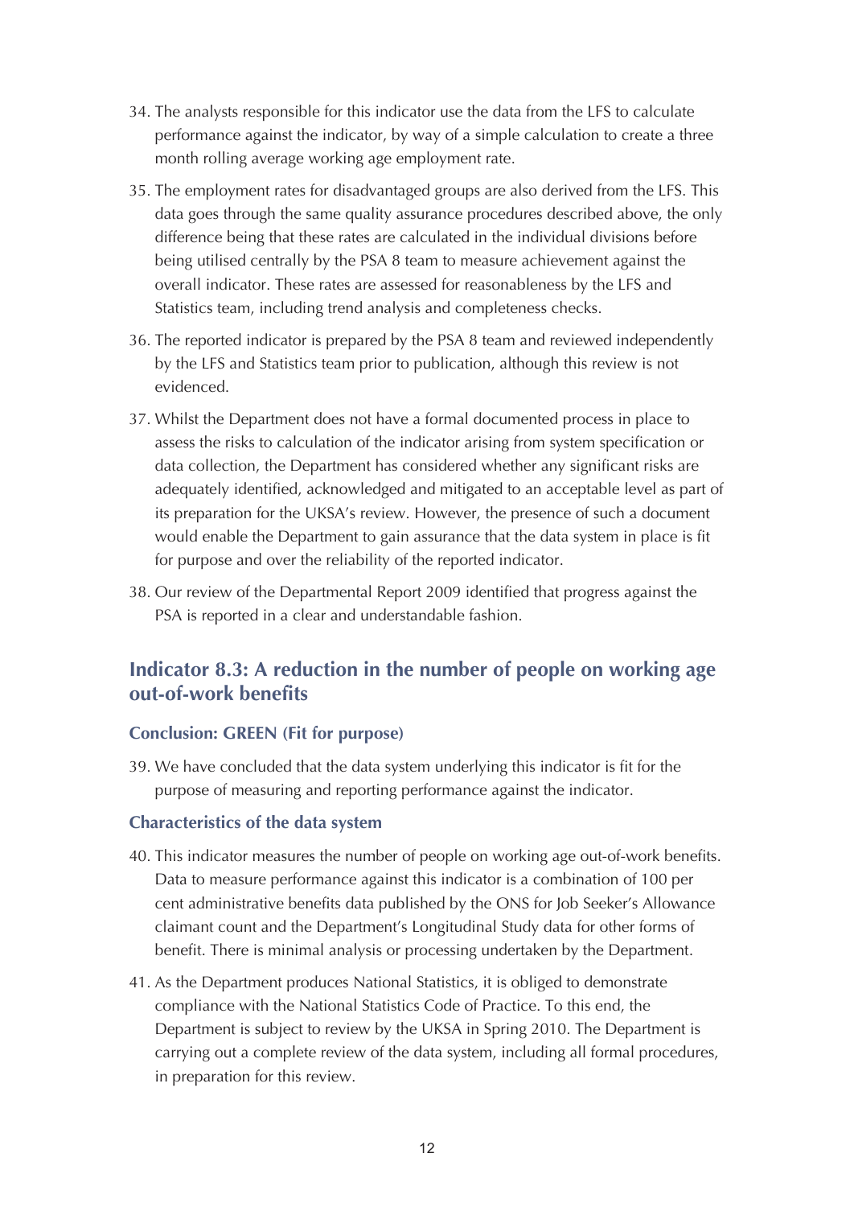34. The analysts responsible for this indicator use the data from the LFS to calculate performance against the indicator, by way of a simple calculation to create a three month rolling average working age employment rate.

35. The employment rates for disadvantaged groups are also derived from the LFS. This data goes through the same quality assurance procedures described above, the only difference being that these rates are calculated in the individual divisions before being utilised centrally by the PSA 8 team to measure achievement against the overall indicator. These rates are assessed for reasonableness by the LFS and Statistics team, including trend analysis and completeness checks.

36. The reported indicator is prepared by the PSA 8 team and reviewed independently by the LFS and Statistics team prior to publication, although this review is not evidenced.

37. Whilst the Department does not have a formal documented process in place to assess the risks to calculation of the indicator arising from system specification or data collection, the Department has considered whether any significant risks are adequately identified, acknowledged and mitigated to an acceptable level as part of its preparation for the UKSA's review. However, the presence of such a document would enable the Department to gain assurance that the data system in place is fit for purpose and over the reliability of the reported indicator.

38. Our review of the Departmental Report 2009 identified that progress against the PSA is reported in a clear and understandable fashion.

## Indicator 8.3: A reduction in the number of people on working age out-of-work benefits

### Conclusion: GREEN (Fit for purpose)

39. We have concluded that the data system underlying this indicator is fit for the purpose of measuring and reporting performance against the indicator.

### Characteristics of the data system

40. This indicator measures the number of people on working age out-of-work benefits. Data to measure performance against this indicator is a combination of 100 per cent administrative benefits data published by the ONS for Job Seeker's Allowance claimant count and the Department's Longitudinal Study data for other forms of benefit. There is minimal analysis or processing undertaken by the Department.

41. As the Department produces National Statistics, it is obliged to demonstrate compliance with the National Statistics Code of Practice. To this end, the Department is subject to review by the UKSA in Spring 2010. The Department is carrying out a complete review of the data system, including all formal procedures, in preparation for this review.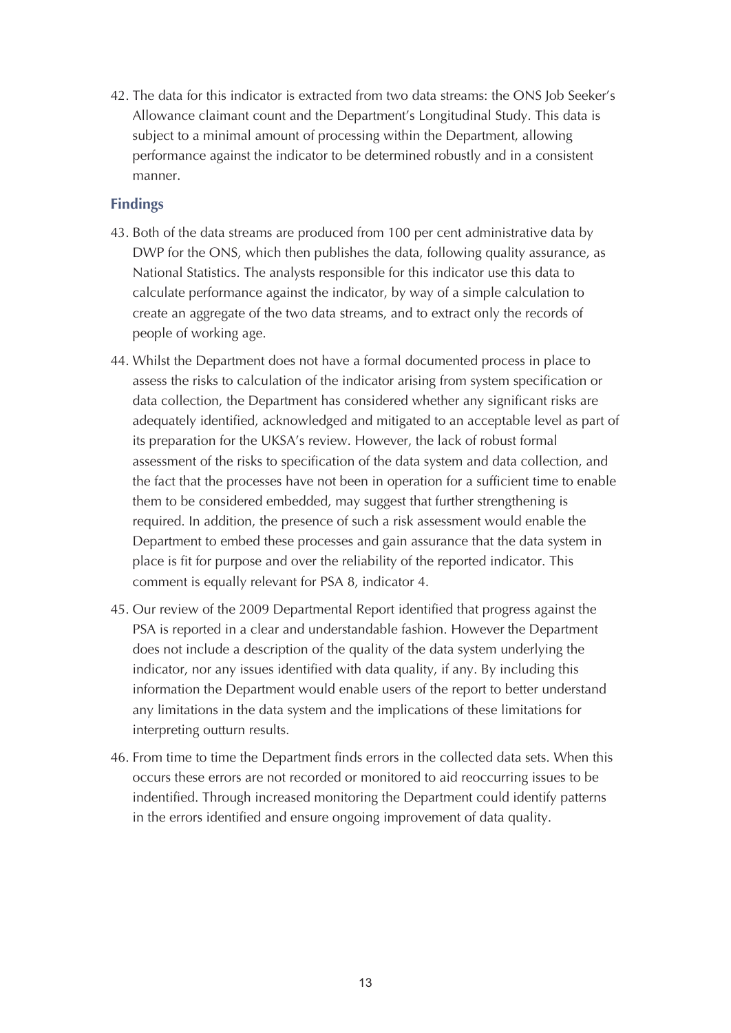42. The data for this indicator is extracted from two data streams: the ONS Job Seeker's Allowance claimant count and the Department's Longitudinal Study. This data is subject to a minimal amount of processing within the Department, allowing performance against the indicator to be determined robustly and in a consistent manner.

### Findings

43. Both of the data streams are produced from 100 per cent administrative data by DWP for the ONS, which then publishes the data, following quality assurance, as National Statistics. The analysts responsible for this indicator use this data to calculate performance against the indicator, by way of a simple calculation to create an aggregate of the two data streams, and to extract only the records of people of working age.

44. Whilst the Department does not have a formal documented process in place to assess the risks to calculation of the indicator arising from system specification or data collection, the Department has considered whether any significant risks are adequately identified, acknowledged and mitigated to an acceptable level as part of its preparation for the UKSA's review. However, the lack of robust formal assessment of the risks to specification of the data system and data collection, and the fact that the processes have not been in operation for a sufficient time to enable them to be considered embedded, may suggest that further strengthening is required. In addition, the presence of such a risk assessment would enable the Department to embed these processes and gain assurance that the data system in place is fit for purpose and over the reliability of the reported indicator. This comment is equally relevant for PSA 8, indicator 4.

45. Our review of the 2009 Departmental Report identified that progress against the PSA is reported in a clear and understandable fashion. However the Department does not include a description of the quality of the data system underlying the indicator, nor any issues identified with data quality, if any. By including this information the Department would enable users of the report to better understand any limitations in the data system and the implications of these limitations for interpreting outturn results.

46. From time to time the Department finds errors in the collected data sets. When this occurs these errors are not recorded or monitored to aid reoccurring issues to be indentified. Through increased monitoring the Department could identify patterns in the errors identified and ensure ongoing improvement of data quality.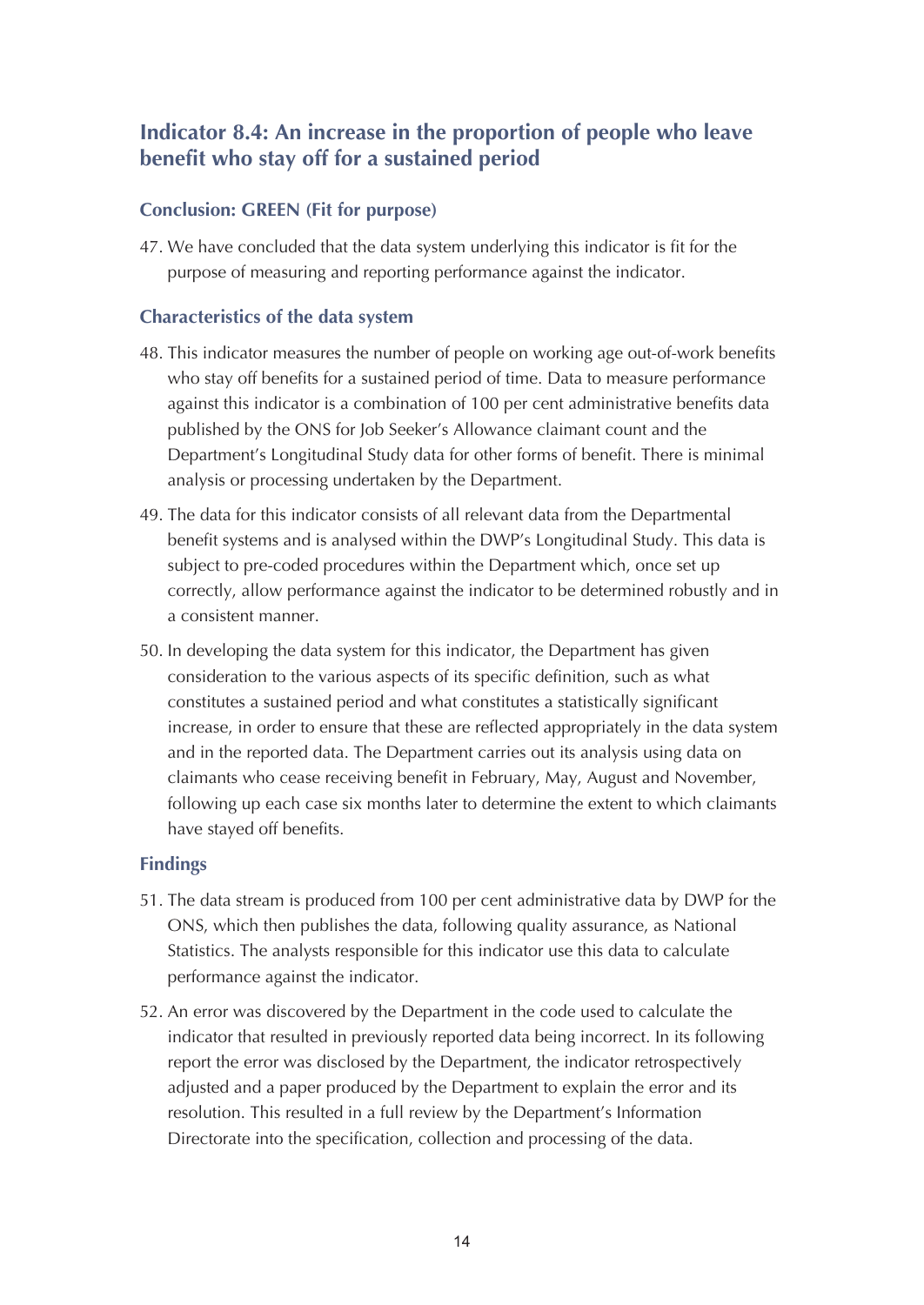## Indicator 8.4: An increase in the proportion of people who leave benefit who stay off for a sustained period

### Conclusion: GREEN (Fit for purpose)

47. We have concluded that the data system underlying this indicator is fit for the purpose of measuring and reporting performance against the indicator.

### Characteristics of the data system

48. This indicator measures the number of people on working age out-of-work benefits who stay off benefits for a sustained period of time. Data to measure performance against this indicator is a combination of 100 per cent administrative benefits data published by the ONS for Job Seeker's Allowance claimant count and the Department's Longitudinal Study data for other forms of benefit. There is minimal analysis or processing undertaken by the Department.

49. The data for this indicator consists of all relevant data from the Departmental benefit systems and is analysed within the DWP's Longitudinal Study. This data is subject to pre-coded procedures within the Department which, once set up correctly, allow performance against the indicator to be determined robustly and in a consistent manner.

50. In developing the data system for this indicator, the Department has given consideration to the various aspects of its specific definition, such as what constitutes a sustained period and what constitutes a statistically significant increase, in order to ensure that these are reflected appropriately in the data system and in the reported data. The Department carries out its analysis using data on claimants who cease receiving benefit in February, May, August and November, following up each case six months later to determine the extent to which claimants have stayed off benefits.

### Findings

51. The data stream is produced from 100 per cent administrative data by DWP for the ONS, which then publishes the data, following quality assurance, as National Statistics. The analysts responsible for this indicator use this data to calculate performance against the indicator.

52. An error was discovered by the Department in the code used to calculate the indicator that resulted in previously reported data being incorrect. In its following report the error was disclosed by the Department, the indicator retrospectively adjusted and a paper produced by the Department to explain the error and its resolution. This resulted in a full review by the Department's Information Directorate into the specification, collection and processing of the data.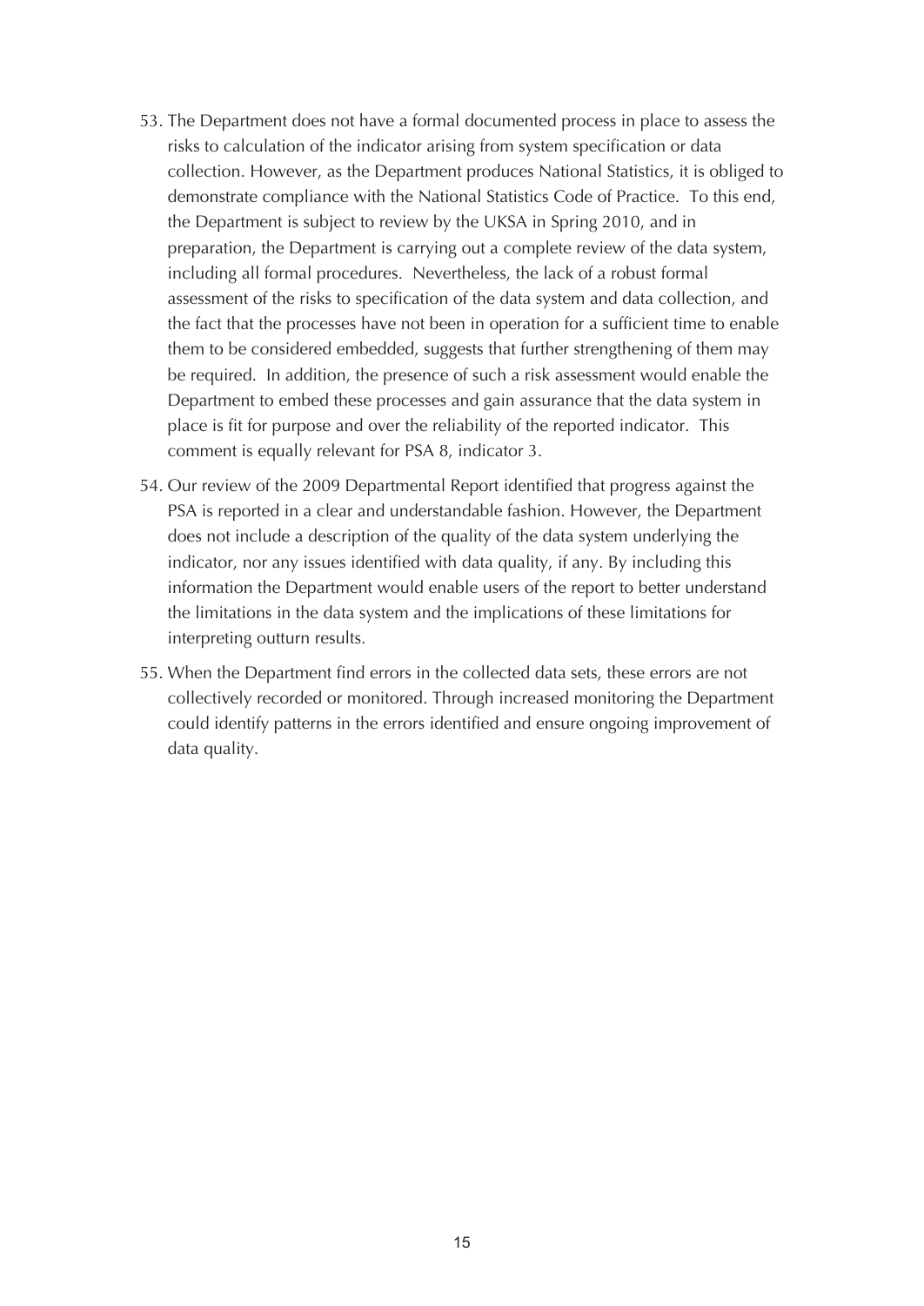53. The Department does not have a formal documented process in place to assess the risks to calculation of the indicator arising from system specification or data collection. However, as the Department produces National Statistics, it is obliged to demonstrate compliance with the National Statistics Code of Practice. To this end, the Department is subject to review by the UKSA in Spring 2010, and in preparation, the Department is carrying out a complete review of the data system, including all formal procedures. Nevertheless, the lack of a robust formal assessment of the risks to specification of the data system and data collection, and the fact that the processes have not been in operation for a sufficient time to enable them to be considered embedded, suggests that further strengthening of them may be required. In addition, the presence of such a risk assessment would enable the Department to embed these processes and gain assurance that the data system in place is fit for purpose and over the reliability of the reported indicator. This comment is equally relevant for PSA 8, indicator 3.

54. Our review of the 2009 Departmental Report identified that progress against the PSA is reported in a clear and understandable fashion. However, the Department does not include a description of the quality of the data system underlying the indicator, nor any issues identified with data quality, if any. By including this information the Department would enable users of the report to better understand the limitations in the data system and the implications of these limitations for interpreting outturn results.

55. When the Department find errors in the collected data sets, these errors are not collectively recorded or monitored. Through increased monitoring the Department could identify patterns in the errors identified and ensure ongoing improvement of data quality.